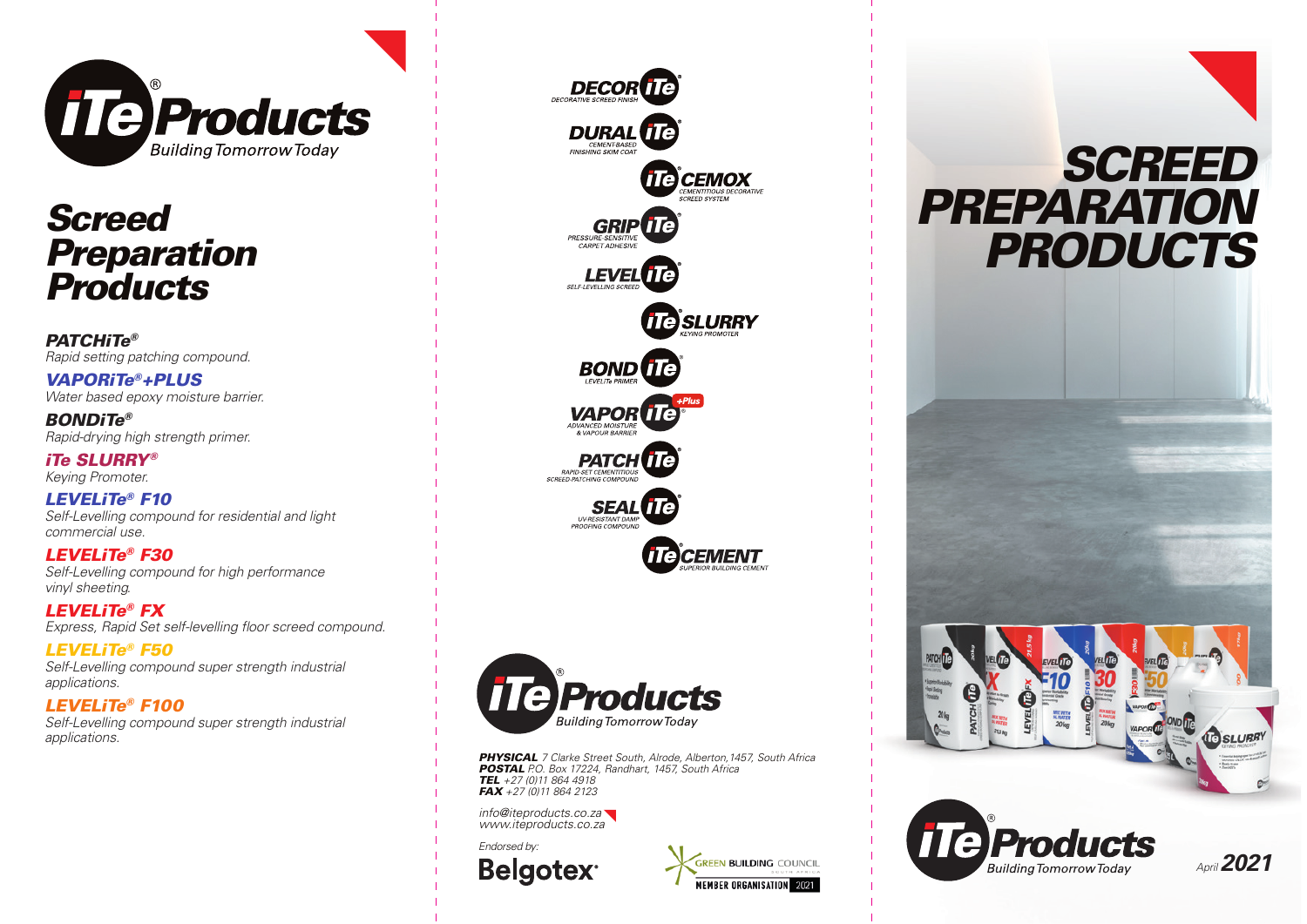**iTe Products**®
*Building Tomorrow Today*

# *Screed Preparation Products*

***PATCHiTe®***
*Rapid setting patching compound.*

***VAPORiTe®+PLUS***
*Water based epoxy moisture barrier.*

***BONDiTe®***
*Rapid-drying high strength primer.*

***iTe SLURRY®***
*Keying Promoter.*

***LEVELiTe® F10***
*Self-Levelling compound for residential and light commercial use.*

***LEVELiTe® F30***
*Self-Levelling compound for high performance vinyl sheeting.*

***LEVELiTe® FX***
*Express, Rapid Set self-levelling floor screed compound.*

***LEVELiTe® F50***
*Self-Levelling compound super strength industrial applications.*

***LEVELiTe® F100***
*Self-Levelling compound super strength industrial applications.*

---

**DECOR iTe** – DECORATIVE SCREED FINISH

**DURAL iTe** – CEMENT-BASED FINISHING SKIM COAT

**iTe CEMOX** – CEMENTITIOUS DECORATIVE SCREED SYSTEM

**GRIP iTe** – PRESSURE-SENSITIVE CARPET ADHESIVE

**LEVEL iTe** – SELF-LEVELLING SCREED

**iTe SLURRY** – KEYING PROMOTER

**BOND iTe** – LEVELiTe PRIMER

**VAPOR iTe +Plus** – ADVANCED MOISTURE & VAPOUR BARRIER

**PATCH iTe** – RAPID-SET CEMENTITIOUS SCREED-PATCHING COMPOUND

**SEAL iTe** – UV-RESISTANT DAMP PROOFING COMPOUND

**iTe CEMENT** – SUPERIOR BUILDING CEMENT

**iTe Products**®
*Building Tomorrow Today*

***PHYSICAL*** *7 Clarke Street South, Alrode, Alberton, 1457, South Africa*
***POSTAL*** *P.O. Box 17224, Randhart, 1457, South Africa*
***TEL*** *+27 (0)11 864 4918*
***FAX*** *+27 (0)11 864 2123*

*info@iteproducts.co.za*
*www.iteproducts.co.za*

*Endorsed by:*
**Belgotex**

GREEN BUILDING COUNCIL SOUTH AFRICA
MEMBER ORGANISATION 2021

---

# *SCREED PREPARATION PRODUCTS*

**iTe Products**®
*Building Tomorrow Today*

*April* ***2021***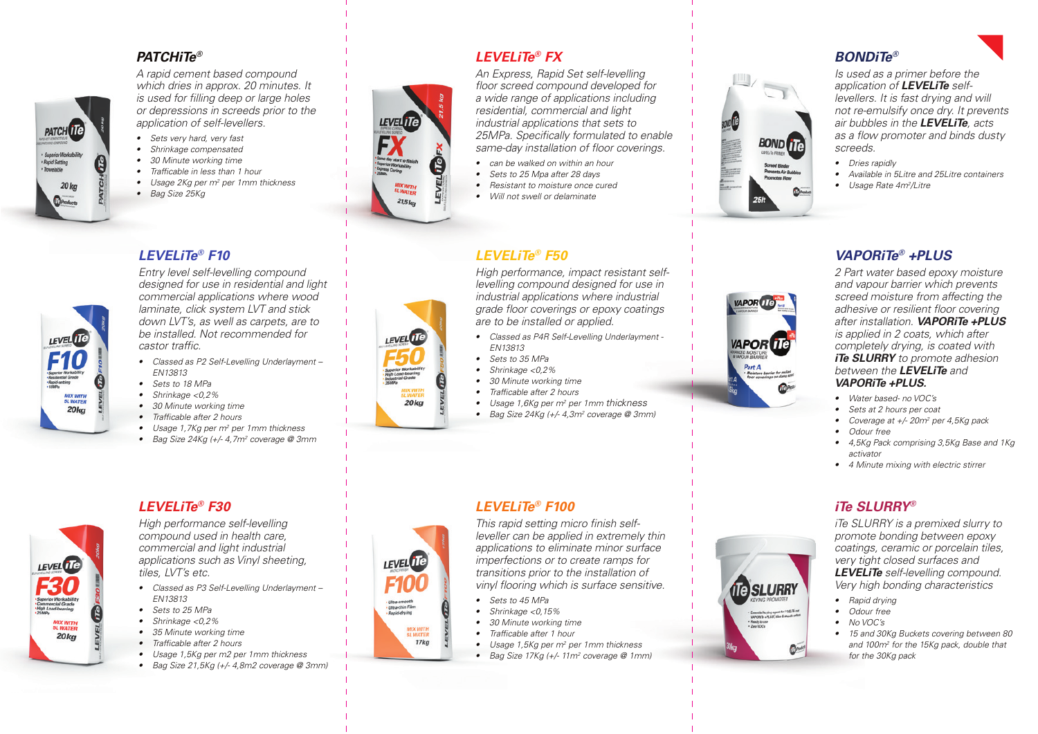## PATCHiTe®

*A rapid cement based compound which dries in approx. 20 minutes. It is used for filling deep or large holes or depressions in screeds prior to the application of self-levellers.*

- *Sets very hard, very fast*
- *Shrinkage compensated*
- *30 Minute working time*
- *Trafficable in less than 1 hour*
- *Usage 2Kg per m² per 1mm thickness*
- *Bag Size 25Kg*

## LEVELiTe® F10

*Entry level self-levelling compound designed for use in residential and light commercial applications where wood laminate, click system LVT and stick down LVT's, as well as carpets, are to be installed. Not recommended for castor traffic.*

- *Classed as P2 Self-Levelling Underlayment – EN13813*
- *Sets to 18 MPa*
- *Shrinkage <0,2%*
- *30 Minute working time*
- *Trafficable after 2 hours*
- *Usage 1,7Kg per m² per 1mm thickness*
- *Bag Size 24Kg (+/- 4,7m² coverage @ 3mm)*

## LEVELiTe® F30

*High performance self-levelling compound used in health care, commercial and light industrial applications such as Vinyl sheeting, tiles, LVT's etc.*

- *Classed as P3 Self-Levelling Underlayment – EN13813*
- *Sets to 25 MPa*
- *Shrinkage <0,2%*
- *35 Minute working time*
- *Trafficable after 2 hours*
- *Usage 1,5Kg per m2 per 1mm thickness*
- *Bag Size 21,5Kg (+/- 4,8m2 coverage @ 3mm)*

## LEVELiTe® FX

*An Express, Rapid Set self-levelling floor screed compound developed for a wide range of applications including residential, commercial and light industrial applications that sets to 25MPa. Specifically formulated to enable same-day installation of floor coverings.*

- *can be walked on within an hour*
- *Sets to 25 Mpa after 28 days*
- *Resistant to moisture once cured*
- *Will not swell or delaminate*

## LEVELiTe® F50

*High performance, impact resistant self-levelling compound designed for use in industrial applications where industrial grade floor coverings or epoxy coatings are to be installed or applied.*

- *Classed as P4R Self-Levelling Underlayment - EN13813*
- *Sets to 35 MPa*
- *Shrinkage <0,2%*
- *30 Minute working time*
- *Trafficable after 2 hours*
- *Usage 1,6Kg per m² per 1mm thickness*
- *Bag Size 24Kg (+/- 4,3m² coverage @ 3mm)*

## LEVELiTe® F100

*This rapid setting micro finish self-leveller can be applied in extremely thin applications to eliminate minor surface imperfections or to create ramps for transitions prior to the installation of vinyl flooring which is surface sensitive.*

- *Sets to 45 MPa*
- *Shrinkage <0,15%*
- *30 Minute working time*
- *Trafficable after 1 hour*
- *Usage 1,5Kg per m² per 1mm thickness*
- *Bag Size 17Kg (+/- 11m² coverage @ 1mm)*

## BONDiTe®

*Is used as a primer before the application of **LEVELiTe** self-levellers. It is fast drying and will not re-emulsify once dry. It prevents air bubbles in the **LEVELiTe**, acts as a flow promoter and binds dusty screeds.*

- *Dries rapidly*
- *Available in 5Litre and 25Litre containers*
- *Usage Rate 4m²/Litre*

## VAPORiTe® +PLUS

*2 Part water based epoxy moisture and vapour barrier which prevents screed moisture from affecting the adhesive or resilient floor covering after installation. **VAPORiTe +PLUS** is applied in 2 coats, which after completely drying, is coated with **iTe SLURRY** to promote adhesion between the **LEVELiTe** and **VAPORiTe +PLUS**.*

- *Water based- no VOC's*
- *Sets at 2 hours per coat*
- *Coverage at +/- 20m² per 4,5Kg pack*
- *Odour free*
- *4,5Kg Pack comprising 3,5Kg Base and 1Kg activator*
- *4 Minute mixing with electric stirrer*

## iTe SLURRY®

*iTe SLURRY is a premixed slurry to promote bonding between epoxy coatings, ceramic or porcelain tiles, very tight closed surfaces and **LEVELiTe** self-levelling compound. Very high bonding characteristics*

- *Rapid drying*
- *Odour free*
- *No VOC's*
- *15 and 30Kg Buckets covering between 80 and 100m² for the 15Kg pack, double that for the 30Kg pack*